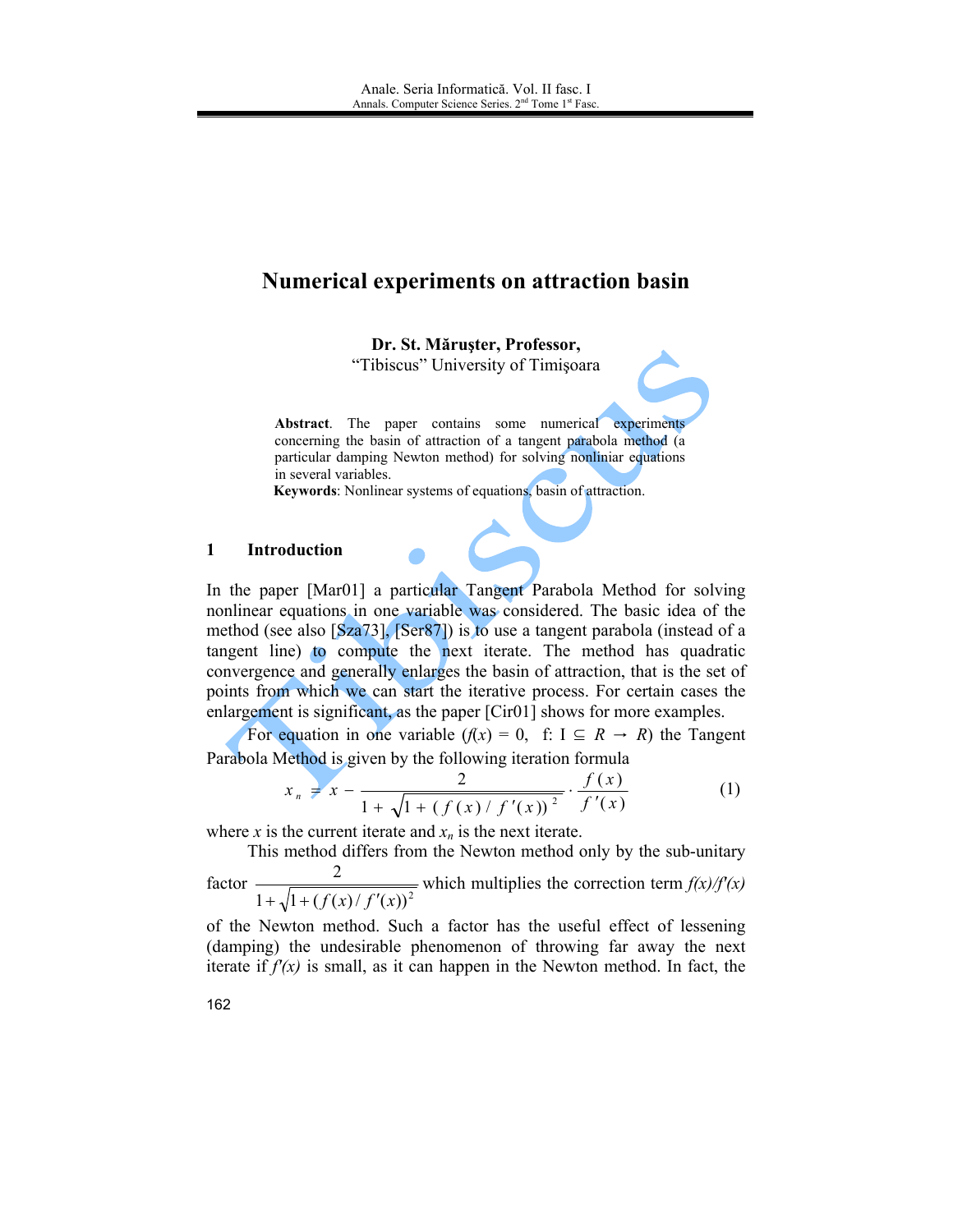# Numerical experiments on attraction basin

**Dr. St. Măruşter, Professor,**
"Tibiscus" University of Timişoara

**Abstract**. The paper contains some numerical experiments concerning the basin of attraction of a tangent parabola method (a particular damping Newton method) for solving nonliniar equations in several variables.

**Keywords**: Nonlinear systems of equations, basin of attraction.

## 1 Introduction

In the paper [Mar01] a particular Tangent Parabola Method for solving nonlinear equations in one variable was considered. The basic idea of the method (see also [Sza73], [Ser87]) is to use a tangent parabola (instead of a tangent line) to compute the next iterate. The method has quadratic convergence and generally enlarges the basin of attraction, that is the set of points from which we can start the iterative process. For certain cases the enlargement is significant, as the paper [Cir01] shows for more examples.

For equation in one variable ($f(x) = 0$, $f: I \subseteq R \rightarrow R$) the Tangent Parabola Method is given by the following iteration formula

$$x_n = x - \frac{2}{1 + \sqrt{1 + (f(x) / f'(x))^2}} \cdot \frac{f(x)}{f'(x)} \tag{1}$$

where $x$ is the current iterate and $x_n$ is the next iterate.

This method differs from the Newton method only by the sub-unitary factor $\dfrac{2}{1+\sqrt{1+(f(x)/f'(x))^2}}$ which multiplies the correction term $f(x)/f'(x)$ of the Newton method. Such a factor has the useful effect of lessening (damping) the undesirable phenomenon of throwing far away the next iterate if $f'(x)$ is small, as it can happen in the Newton method. In fact, the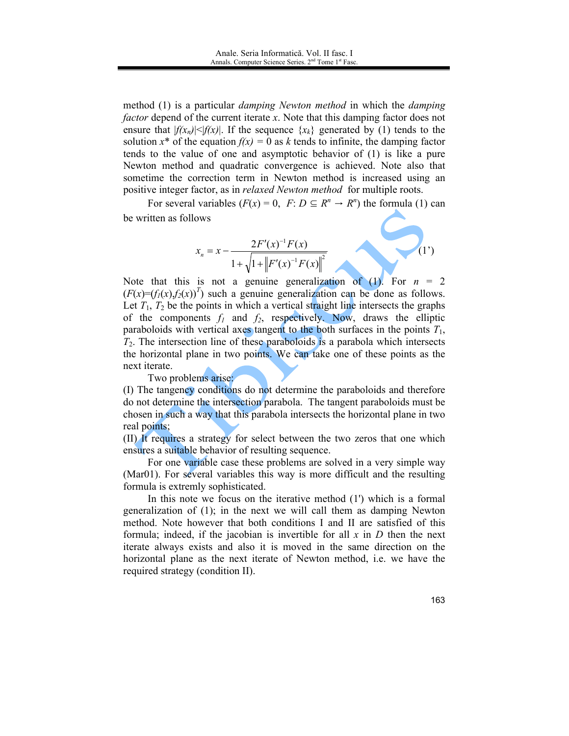method (1) is a particular *damping Newton method* in which the *damping factor* depend of the current iterate $x$. Note that this damping factor does not ensure that $|f(x_n)|<|f(x)|$. If the sequence $\{x_k\}$ generated by (1) tends to the solution $x^*$ of the equation $f(x) = 0$ as $k$ tends to infinite, the damping factor tends to the value of one and asymptotic behavior of (1) is like a pure Newton method and quadratic convergence is achieved. Note also that sometime the correction term in Newton method is increased using an positive integer factor, as in *relaxed Newton method* for multiple roots.

For several variables ($F(x) = 0$, $F: D \subseteq R^n \to R^n$) the formula (1) can be written as follows

$$x_n = x - \frac{2F'(x)^{-1}F(x)}{1+\sqrt{1+\left\|F'(x)^{-1}F(x)\right\|^2}} \tag{1'}$$

Note that this is not a genuine generalization of (1). For $n = 2$ ($F(x)=(f_1(x),f_2(x))^T$) such a genuine generalization can be done as follows. Let $T_1$, $T_2$ be the points in which a vertical straight line intersects the graphs of the components $f_1$ and $f_2$, respectively. Now, draws the elliptic paraboloids with vertical axes tangent to the both surfaces in the points $T_1$, $T_2$. The intersection line of these paraboloids is a parabola which intersects the horizontal plane in two points. We can take one of these points as the next iterate.

Two problems arise:

(I) The tangency conditions do not determine the paraboloids and therefore do not determine the intersection parabola. The tangent paraboloids must be chosen in such a way that this parabola intersects the horizontal plane in two real points;

(II) It requires a strategy for select between the two zeros that one which ensures a suitable behavior of resulting sequence.

For one variable case these problems are solved in a very simple way (Mar01). For several variables this way is more difficult and the resulting formula is extremly sophisticated.

In this note we focus on the iterative method (1') which is a formal generalization of (1); in the next we will call them as damping Newton method. Note however that both conditions I and II are satisfied of this formula; indeed, if the jacobian is invertible for all $x$ in $D$ then the next iterate always exists and also it is moved in the same direction on the horizontal plane as the next iterate of Newton method, i.e. we have the required strategy (condition II).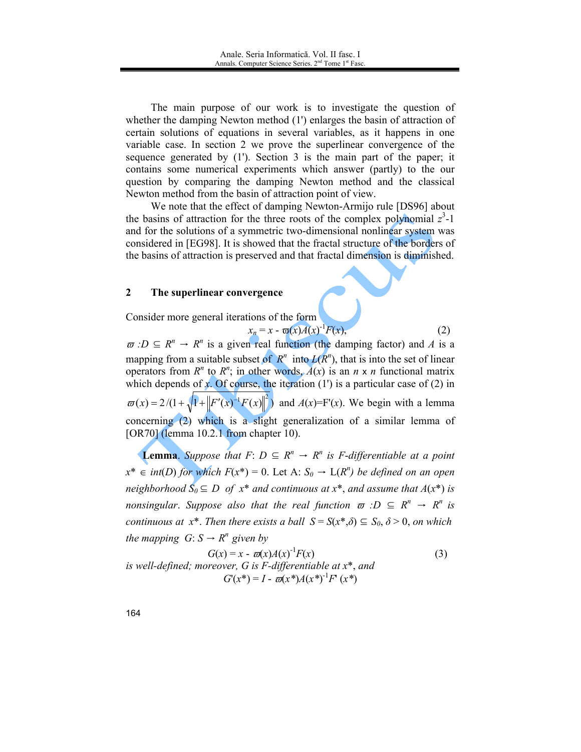The main purpose of our work is to investigate the question of whether the damping Newton method (1') enlarges the basin of attraction of certain solutions of equations in several variables, as it happens in one variable case. In section 2 we prove the superlinear convergence of the sequence generated by (1'). Section 3 is the main part of the paper; it contains some numerical experiments which answer (partly) to the our question by comparing the damping Newton method and the classical Newton method from the basin of attraction point of view.

We note that the effect of damping Newton-Armijo rule [DS96] about the basins of attraction for the three roots of the complex polynomial $z^3$-1 and for the solutions of a symmetric two-dimensional nonlinear system was considered in [EG98]. It is showed that the fractal structure of the borders of the basins of attraction is preserved and that fractal dimension is diminished.

## 2 The superlinear convergence

Consider more general iterations of the form

$$x_n = x - \varpi(x)A(x)^{-1}F(x), \tag{2}$$

$\varpi : D \subseteq R^n \rightarrow R^n$ is a given real function (the damping factor) and $A$ is a mapping from a suitable subset of $R^n$ into $L(R^n)$, that is into the set of linear operators from $R^n$ to $R^n$; in other words, $A(x)$ is an $n \times n$ functional matrix which depends of $x$. Of course, the iteration (1') is a particular case of (2) in $\varpi(x) = 2/(1+\sqrt{1+\|F'(x)^{-1}F(x)\|^2})$ and $A(x)$=F'$(x)$. We begin with a lemma concerning (2) which is a slight generalization of a similar lemma of [OR70] (lemma 10.2.1 from chapter 10).

**Lemma**. *Suppose that $F$: $D \subseteq R^n \rightarrow R^n$ is F-differentiable at a point $x^* \in int(D)$ for which $F(x^*) = 0$. Let A: $S_0 \rightarrow$ L$(R^n)$ be defined on an open neighborhood $S_0 \subseteq D$ of $x^*$ and continuous at $x^*$, and assume that $A(x^*)$ is nonsingular. Suppose also that the real function $\varpi : D \subseteq R^n \rightarrow R^n$ is continuous at $x^*$. Then there exists a ball $S = S(x^*,\delta) \subseteq S_0$, $\delta > 0$, on which the mapping $G$: $S \rightarrow R^n$ given by*

$$G(x) = x - \varpi(x)A(x)^{-1}F(x) \tag{3}$$

*is well-defined; moreover, G is F-differentiable at $x^*$, and*

$$G'(x^*) = I - \varpi(x^*)A(x^*)^{-1}F'(x^*)$$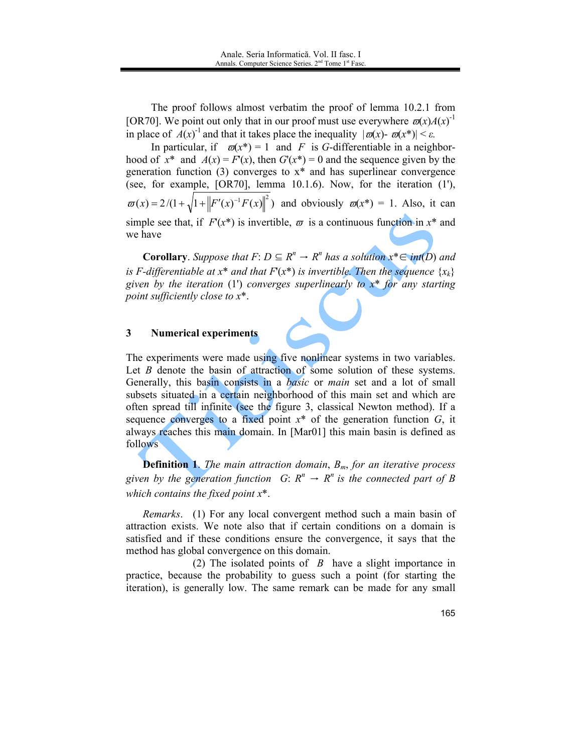The proof follows almost verbatim the proof of lemma 10.2.1 from [OR70]. We point out only that in our proof must use everywhere $\varpi(x)A(x)^{-1}$ in place of $A(x)^{-1}$ and that it takes place the inequality $|\varpi(x)- \varpi(x^*)| < \varepsilon$.

In particular, if $\varpi(x^*) = 1$ and $F$ is $G$-differentiable in a neighborhood of $x^*$ and $A(x) = F'(x)$, then $G'(x^*) = 0$ and the sequence given by the generation function (3) converges to $x^*$ and has superlinear convergence (see, for example, [OR70], lemma 10.1.6). Now, for the iteration (1'), $\varpi(x) = 2/(1+\sqrt{1+\|F'(x)^{-1}F(x)\|^2})$ and obviously $\varpi(x^*) = 1$. Also, it can simple see that, if $F'(x^*)$ is invertible, $\varpi$ is a continuous function in $x^*$ and we have

**Corollary**. *Suppose that $F: D \subseteq R^n \to R^n$ has a solution $x^* \in int(D)$ and is F-differentiable at $x^*$ and that $F'(x^*)$ is invertible. Then the sequence $\{x_k\}$ given by the iteration* (1') *converges superlinearly to $x^*$ for any starting point sufficiently close to $x^*$.*

## 3 Numerical experiments

The experiments were made using five nonlinear systems in two variables. Let $B$ denote the basin of attraction of some solution of these systems. Generally, this basin consists in a *basic* or *main* set and a lot of small subsets situated in a certain neighborhood of this main set and which are often spread till infinite (see the figure 3, classical Newton method). If a sequence converges to a fixed point $x^*$ of the generation function $G$, it always reaches this main domain. In [Mar01] this main basin is defined as follows

**Definition 1**. *The main attraction domain, $B_m$, for an iterative process given by the generation function $G: R^n \to R^n$ is the connected part of $B$ which contains the fixed point $x^*$.*

*Remarks*. (1) For any local convergent method such a main basin of attraction exists. We note also that if certain conditions on a domain is satisfied and if these conditions ensure the convergence, it says that the method has global convergence on this domain.

(2) The isolated points of $B$ have a slight importance in practice, because the probability to guess such a point (for starting the iteration), is generally low. The same remark can be made for any small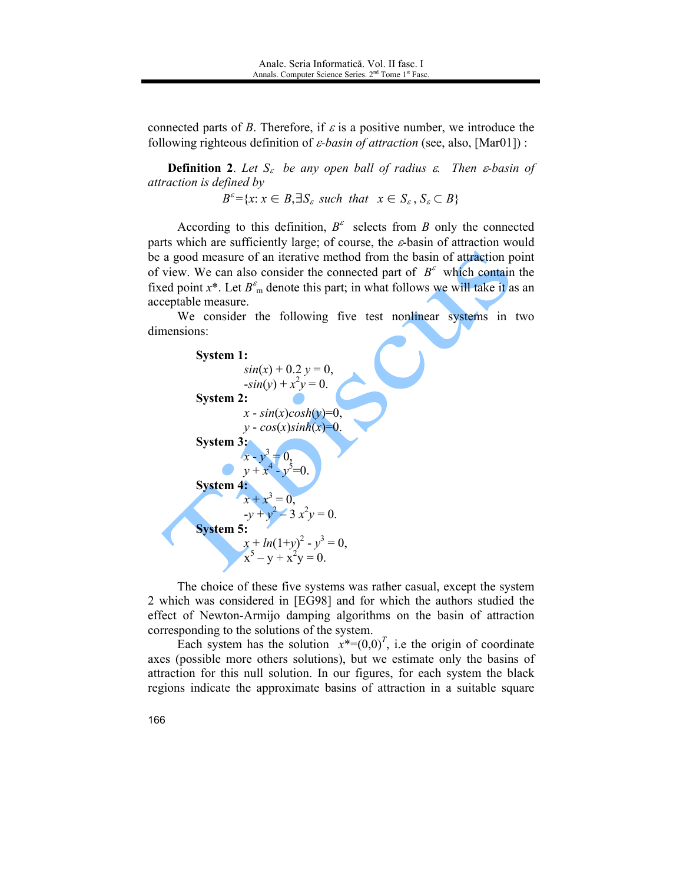connected parts of $B$. Therefore, if $\varepsilon$ is a positive number, we introduce the following righteous definition of *$\varepsilon$-basin of attraction* (see, also, [Mar01]) :

**Definition 2**. *Let $S_\varepsilon$ be any open ball of radius $\varepsilon$. Then $\varepsilon$-basin of attraction is defined by*

$$B^\varepsilon=\{x: x \in B, \exists S_\varepsilon \text{ such that } x \in S_\varepsilon, S_\varepsilon \subset B\}$$

According to this definition, $B^\varepsilon$ selects from $B$ only the connected parts which are sufficiently large; of course, the $\varepsilon$-basin of attraction would be a good measure of an iterative method from the basin of attraction point of view. We can also consider the connected part of $B^\varepsilon$ which contain the fixed point $x^*$. Let $B^\varepsilon_m$ denote this part; in what follows we will take it as an acceptable measure.

We consider the following five test nonlinear systems in two dimensions:

**System 1:**

$$sin(x) + 0.2\, y = 0,$$
$$-sin(y) + x^2 y = 0.$$

**System 2:**

$$x - sin(x)cosh(y)=0,$$
$$y - cos(x)sinh(x)=0.$$

**System 3:**

$$x - y^3 = 0,$$
$$y + x^4 - y^5=0.$$

**System 4:**

$$x + x^3 = 0,$$
$$-y + y^2 - 3\, x^2 y = 0.$$

**System 5:**

$$x + ln(1+y)^2 - y^3 = 0,$$
$$x^5 - y + x^2 y = 0.$$

The choice of these five systems was rather casual, except the system 2 which was considered in [EG98] and for which the authors studied the effect of Newton-Armijo damping algorithms on the basin of attraction corresponding to the solutions of the system.

Each system has the solution $x^*=(0,0)^T$, i.e the origin of coordinate axes (possible more others solutions), but we estimate only the basins of attraction for this null solution. In our figures, for each system the black regions indicate the approximate basins of attraction in a suitable square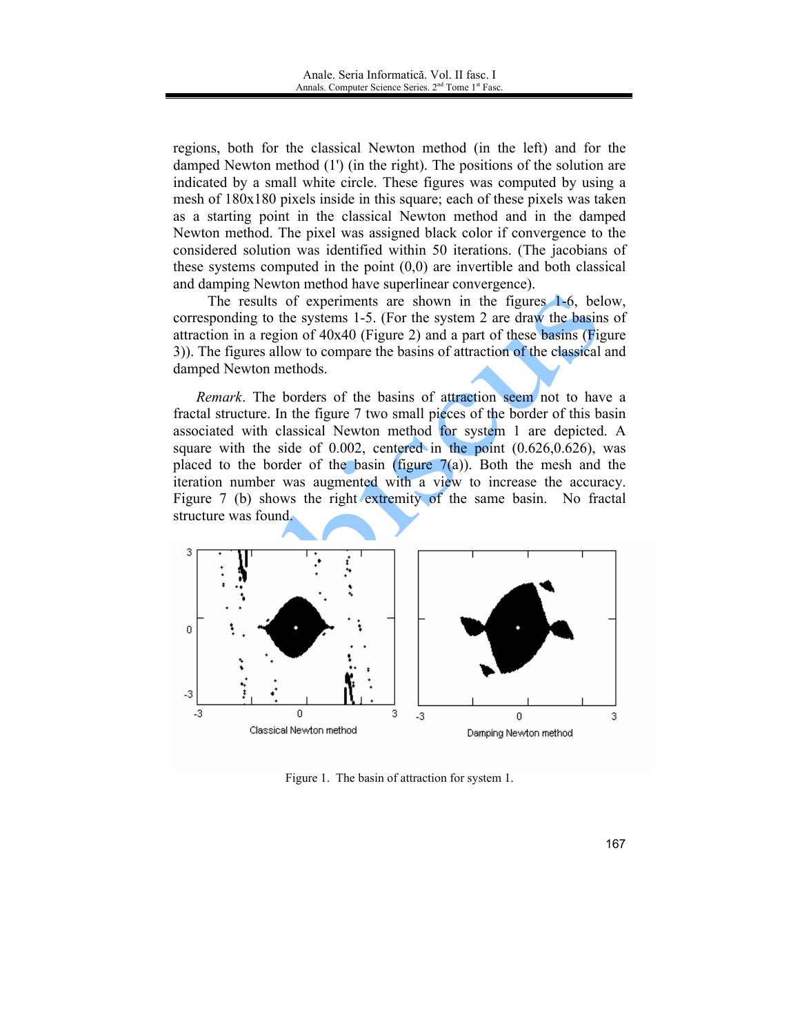regions, both for the classical Newton method (in the left) and for the damped Newton method (1') (in the right). The positions of the solution are indicated by a small white circle. These figures was computed by using a mesh of 180x180 pixels inside in this square; each of these pixels was taken as a starting point in the classical Newton method and in the damped Newton method. The pixel was assigned black color if convergence to the considered solution was identified within 50 iterations. (The jacobians of these systems computed in the point (0,0) are invertible and both classical and damping Newton method have superlinear convergence).

The results of experiments are shown in the figures 1-6, below, corresponding to the systems 1-5. (For the system 2 are draw the basins of attraction in a region of 40x40 (Figure 2) and a part of these basins (Figure 3)). The figures allow to compare the basins of attraction of the classical and damped Newton methods.

*Remark*. The borders of the basins of attraction seem not to have a fractal structure. In the figure 7 two small pieces of the border of this basin associated with classical Newton method for system 1 are depicted. A square with the side of 0.002, centered in the point (0.626,0.626), was placed to the border of the basin (figure 7(a)). Both the mesh and the iteration number was augmented with a view to increase the accuracy. Figure 7 (b) shows the right extremity of the same basin. No fractal structure was found.

Figure 1. The basin of attraction for system 1.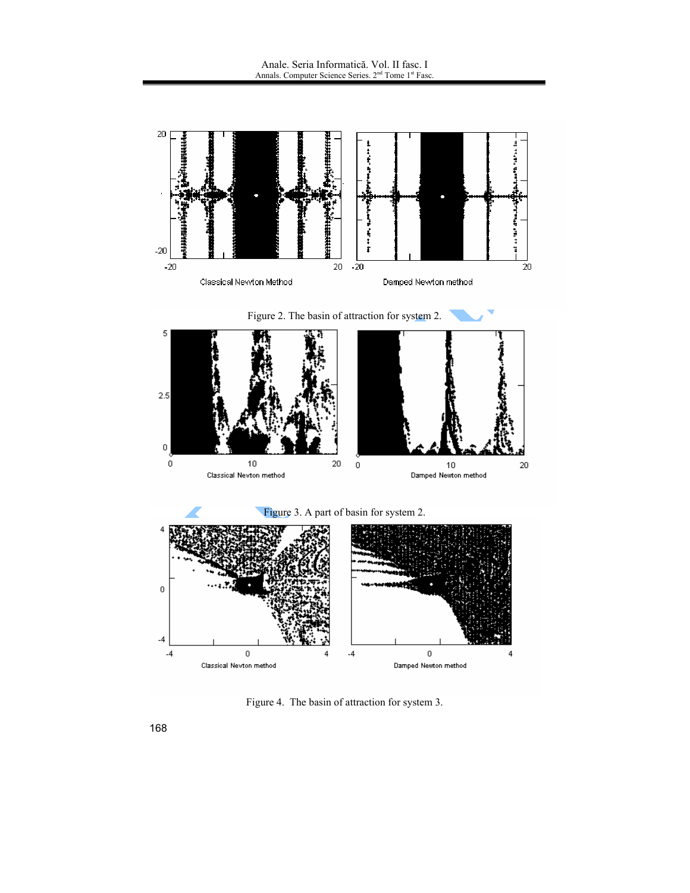20

-20

-20

20

Classical Newton Method

-20

20

Damped Newton method

Figure 2. The basin of attraction for system 2.

5

2.5

0

0

10

20

Classical Nevton method

0

10

20

Damped Newton method

Figure 3. A part of basin for system 2.

4

0

-4

-4

0

4

Classical Newton method

-4

0

4

Damped Newton method

Figure 4. The basin of attraction for system 3.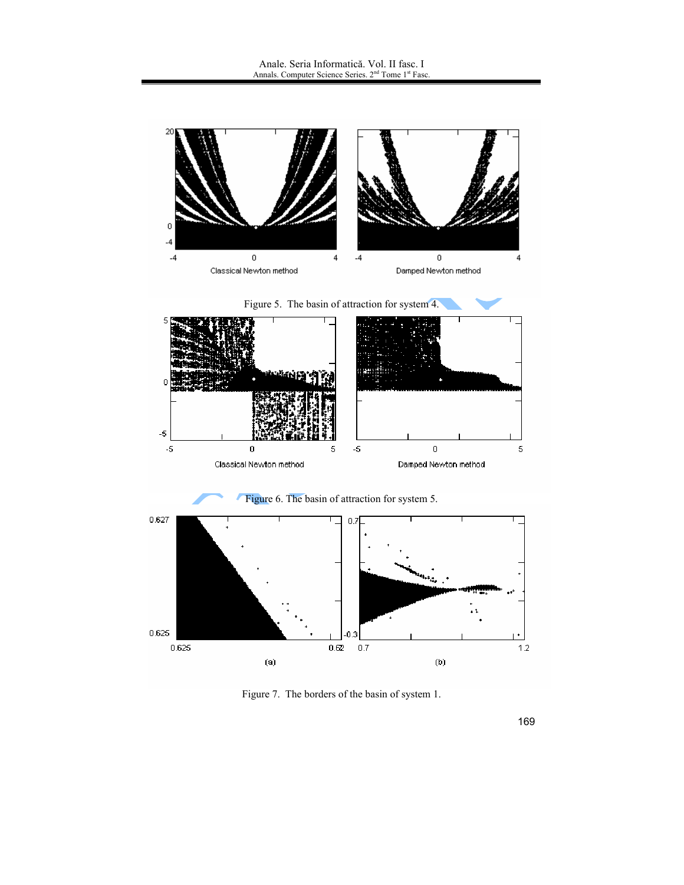20

0

-4

-4 0 4

Classical Newton method

-4 0 4

Damped Newton method

Figure 5. The basin of attraction for system 4.

5

0

-5

-5 0 5

Classical Newton method

-5 0 5

Damped Newton method

Figure 6. The basin of attraction for system 5.

0.627

0.625

0.625 0.62

(a)

0.7

-0.3

0.7 1.2

(b)

Figure 7. The borders of the basin of system 1.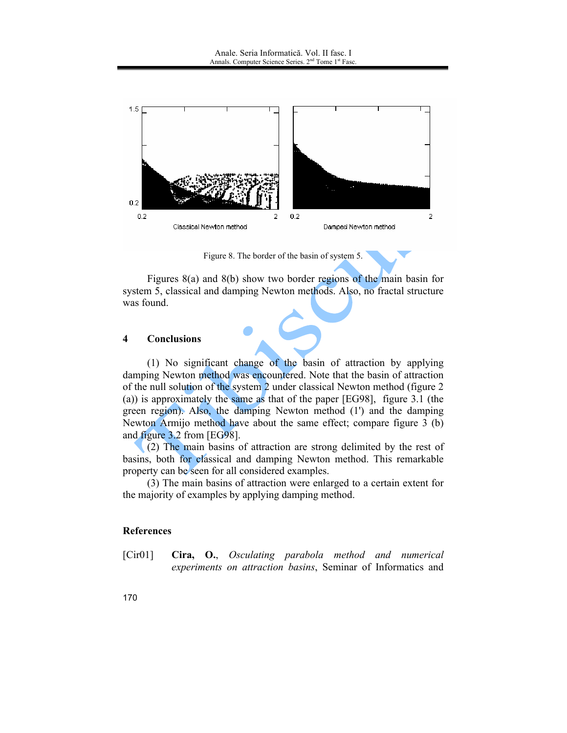1.5

0.2

0.2

2

Classical Newton method

0.2

2

Damped Newton method

Figure 8. The border of the basin of system 5.

Figures 8(a) and 8(b) show two border regions of the main basin for system 5, classical and damping Newton methods. Also, no fractal structure was found.

## 4 Conclusions

(1) No significant change of the basin of attraction by applying damping Newton method was encountered. Note that the basin of attraction of the null solution of the system 2 under classical Newton method (figure 2 (a)) is approximately the same as that of the paper [EG98], figure 3.1 (the green region). Also, the damping Newton method (1') and the damping Newton Armijo method have about the same effect; compare figure 3 (b) and figure 3.2 from [EG98].

(2) The main basins of attraction are strong delimited by the rest of basins, both for classical and damping Newton method. This remarkable property can be seen for all considered examples.

(3) The main basins of attraction were enlarged to a certain extent for the majority of examples by applying damping method.

## References

[Cir01] **Cira, O.**, *Osculating parabola method and numerical experiments on attraction basins*, Seminar of Informatics and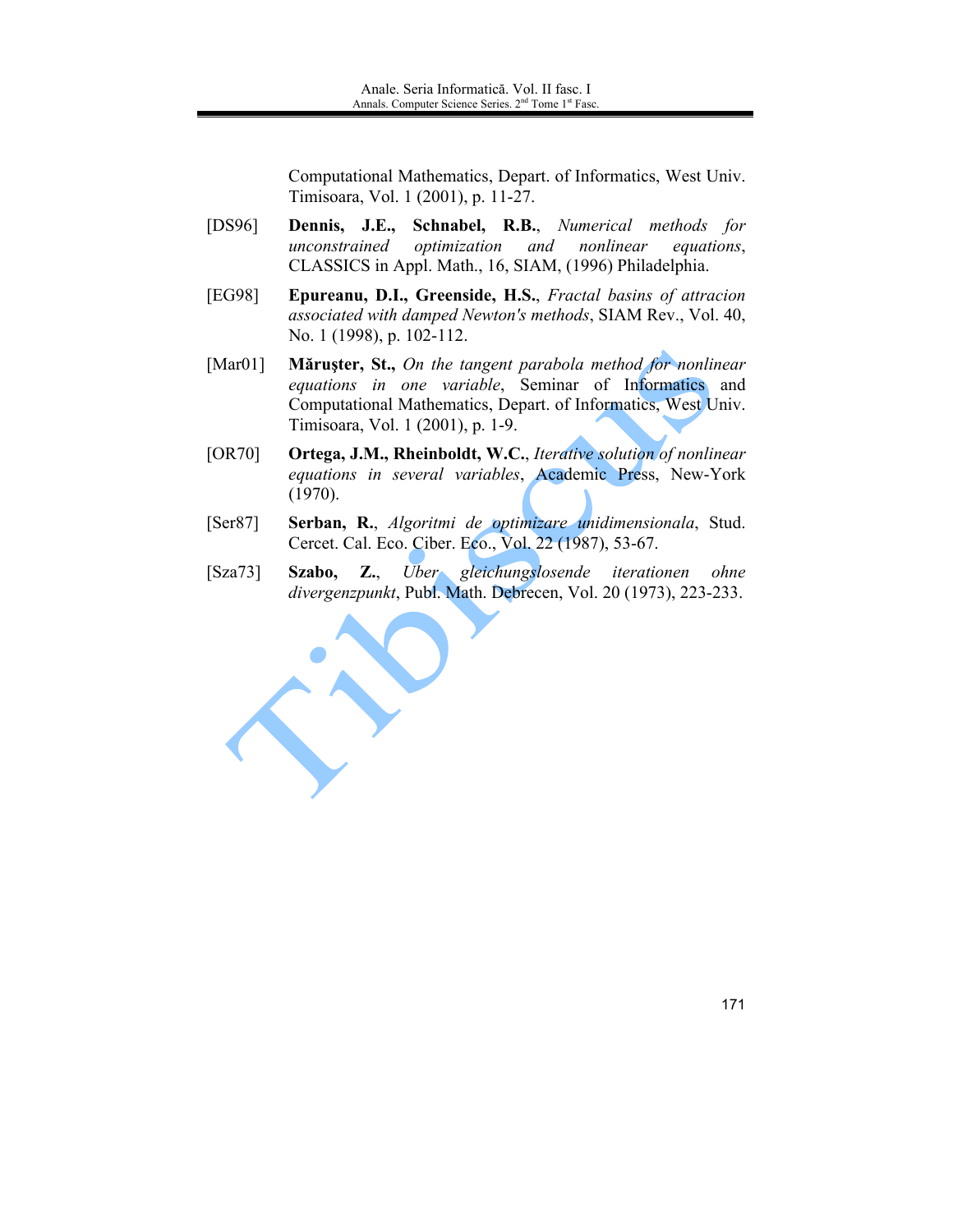Computational Mathematics, Depart. of Informatics, West Univ. Timisoara, Vol. 1 (2001), p. 11-27.

[DS96] **Dennis, J.E., Schnabel, R.B.**, *Numerical methods for unconstrained optimization and nonlinear equations*, CLASSICS in Appl. Math., 16, SIAM, (1996) Philadelphia.

[EG98] **Epureanu, D.I., Greenside, H.S.**, *Fractal basins of attracion associated with damped Newton's methods*, SIAM Rev., Vol. 40, No. 1 (1998), p. 102-112.

[Mar01] **Măruşter, St.**, *On the tangent parabola method for nonlinear equations in one variable*, Seminar of Informatics and Computational Mathematics, Depart. of Informatics, West Univ. Timisoara, Vol. 1 (2001), p. 1-9.

[OR70] **Ortega, J.M., Rheinboldt, W.C.**, *Iterative solution of nonlinear equations in several variables*, Academic Press, New-York (1970).

[Ser87] **Serban, R.**, *Algoritmi de optimizare unidimensionala*, Stud. Cercet. Cal. Eco. Ciber. Eco., Vol. 22 (1987), 53-67.

[Sza73] **Szabo, Z.**, *Uber gleichungslosende iterationen ohne divergenzpunkt*, Publ. Math. Debrecen, Vol. 20 (1973), 223-233.